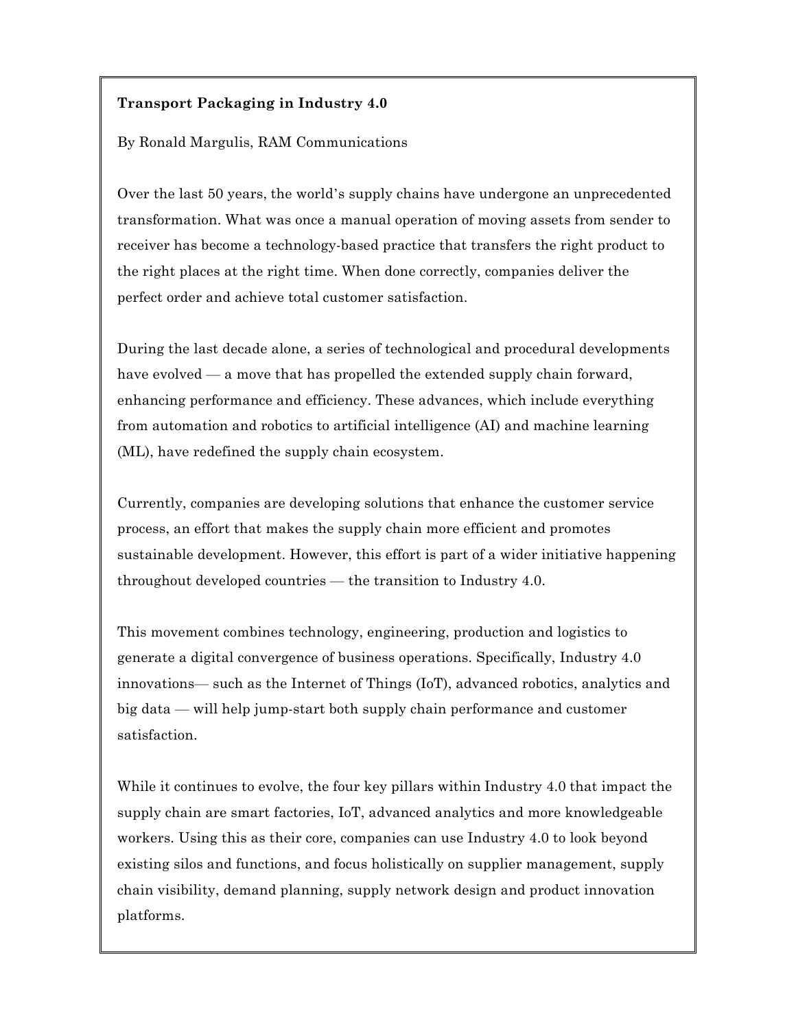# Transport Packaging in Industry 4.0

By Ronald Margulis, RAM Communications

Over the last 50 years, the world's supply chains have undergone an unprecedented transformation. What was once a manual operation of moving assets from sender to receiver has become a technology-based practice that transfers the right product to the right places at the right time. When done correctly, companies deliver the perfect order and achieve total customer satisfaction.

During the last decade alone, a series of technological and procedural developments have evolved — a move that has propelled the extended supply chain forward, enhancing performance and efficiency. These advances, which include everything from automation and robotics to artificial intelligence (AI) and machine learning (ML), have redefined the supply chain ecosystem.

Currently, companies are developing solutions that enhance the customer service process, an effort that makes the supply chain more efficient and promotes sustainable development. However, this effort is part of a wider initiative happening throughout developed countries — the transition to Industry 4.0.

This movement combines technology, engineering, production and logistics to generate a digital convergence of business operations. Specifically, Industry 4.0 innovations— such as the Internet of Things (IoT), advanced robotics, analytics and big data — will help jump-start both supply chain performance and customer satisfaction.

While it continues to evolve, the four key pillars within Industry 4.0 that impact the supply chain are smart factories, IoT, advanced analytics and more knowledgeable workers. Using this as their core, companies can use Industry 4.0 to look beyond existing silos and functions, and focus holistically on supplier management, supply chain visibility, demand planning, supply network design and product innovation platforms.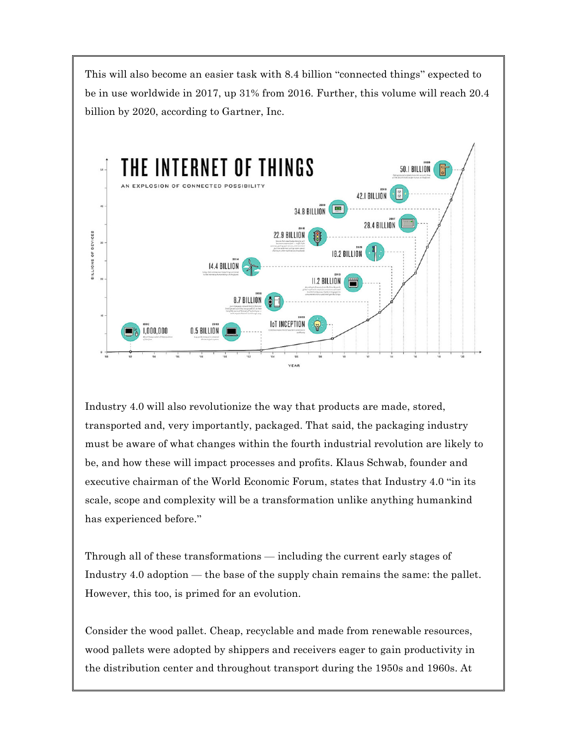This will also become an easier task with 8.4 billion "connected things" expected to be in use worldwide in 2017, up 31% from 2016. Further, this volume will reach 20.4 billion by 2020, according to Gartner, Inc.

Industry 4.0 will also revolutionize the way that products are made, stored, transported and, very importantly, packaged. That said, the packaging industry must be aware of what changes within the fourth industrial revolution are likely to be, and how these will impact processes and profits. Klaus Schwab, founder and executive chairman of the World Economic Forum, states that Industry 4.0 "in its scale, scope and complexity will be a transformation unlike anything humankind has experienced before."

Through all of these transformations — including the current early stages of Industry 4.0 adoption — the base of the supply chain remains the same: the pallet. However, this too, is primed for an evolution.

Consider the wood pallet. Cheap, recyclable and made from renewable resources, wood pallets were adopted by shippers and receivers eager to gain productivity in the distribution center and throughout transport during the 1950s and 1960s. At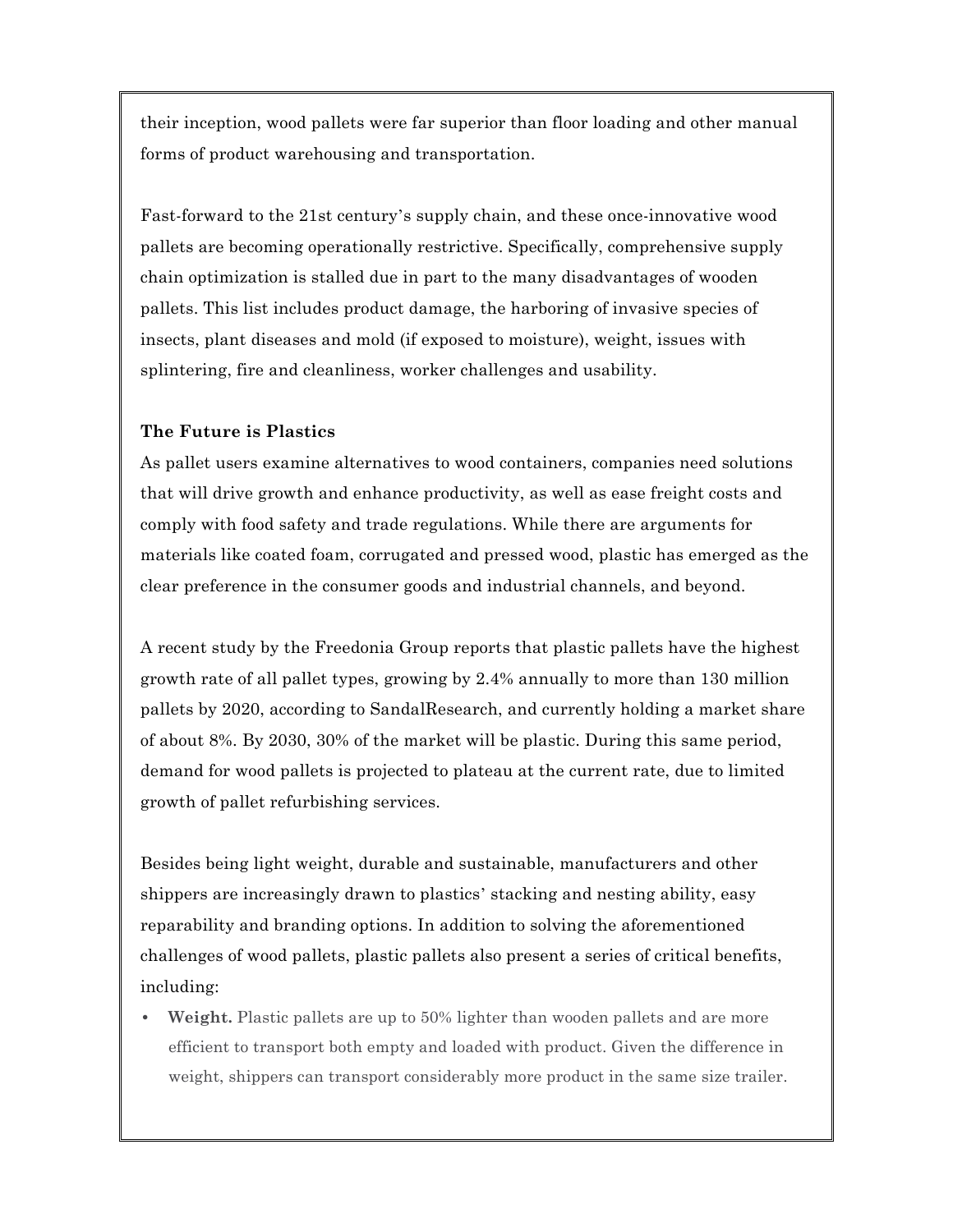their inception, wood pallets were far superior than floor loading and other manual forms of product warehousing and transportation.

Fast-forward to the 21st century's supply chain, and these once-innovative wood pallets are becoming operationally restrictive. Specifically, comprehensive supply chain optimization is stalled due in part to the many disadvantages of wooden pallets. This list includes product damage, the harboring of invasive species of insects, plant diseases and mold (if exposed to moisture), weight, issues with splintering, fire and cleanliness, worker challenges and usability.

**The Future is Plastics**

As pallet users examine alternatives to wood containers, companies need solutions that will drive growth and enhance productivity, as well as ease freight costs and comply with food safety and trade regulations. While there are arguments for materials like coated foam, corrugated and pressed wood, plastic has emerged as the clear preference in the consumer goods and industrial channels, and beyond.

A recent study by the Freedonia Group reports that plastic pallets have the highest growth rate of all pallet types, growing by 2.4% annually to more than 130 million pallets by 2020, according to SandalResearch, and currently holding a market share of about 8%. By 2030, 30% of the market will be plastic. During this same period, demand for wood pallets is projected to plateau at the current rate, due to limited growth of pallet refurbishing services.

Besides being light weight, durable and sustainable, manufacturers and other shippers are increasingly drawn to plastics' stacking and nesting ability, easy reparability and branding options. In addition to solving the aforementioned challenges of wood pallets, plastic pallets also present a series of critical benefits, including:

- **Weight.** Plastic pallets are up to 50% lighter than wooden pallets and are more efficient to transport both empty and loaded with product. Given the difference in weight, shippers can transport considerably more product in the same size trailer.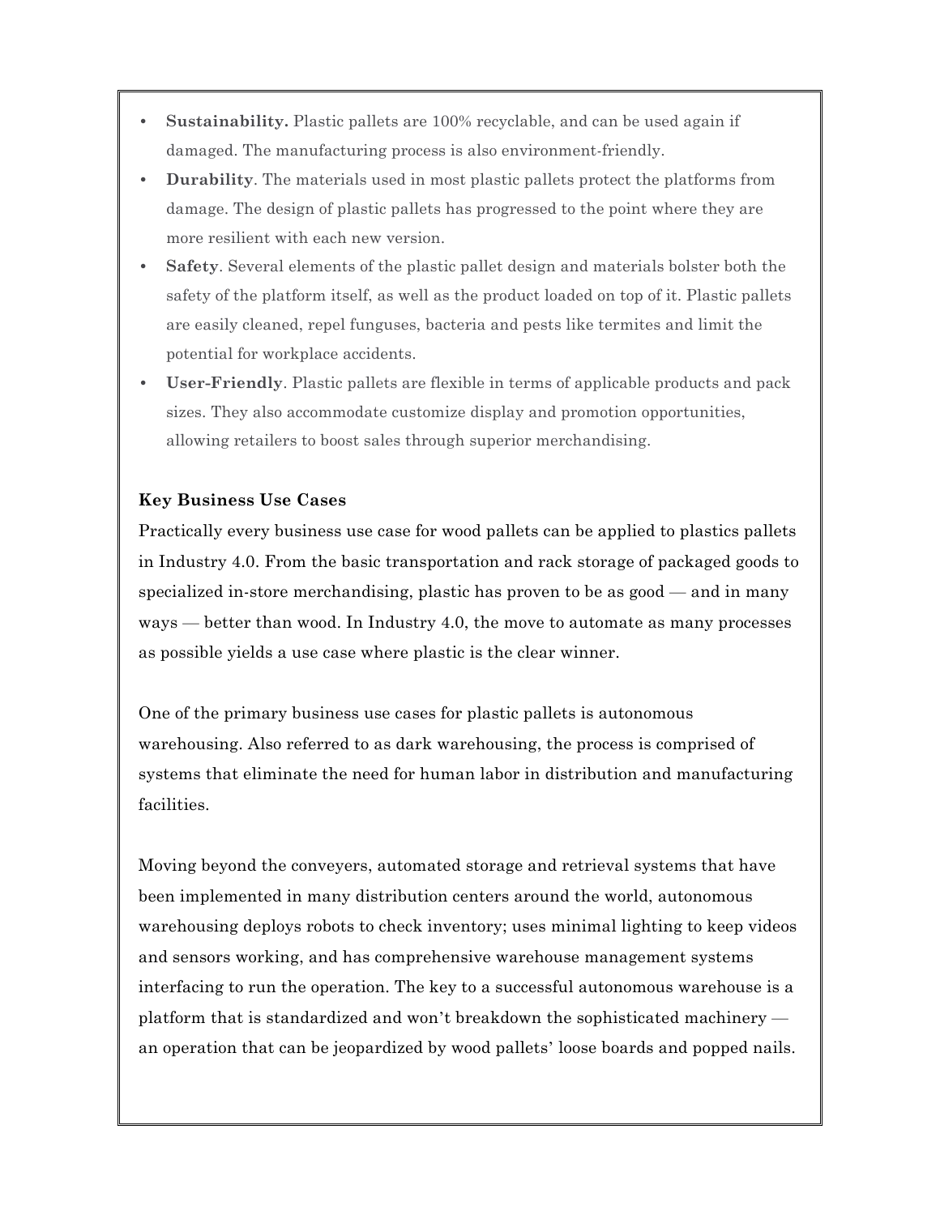- **Sustainability.** Plastic pallets are 100% recyclable, and can be used again if damaged. The manufacturing process is also environment-friendly.
- **Durability**. The materials used in most plastic pallets protect the platforms from damage. The design of plastic pallets has progressed to the point where they are more resilient with each new version.
- **Safety**. Several elements of the plastic pallet design and materials bolster both the safety of the platform itself, as well as the product loaded on top of it. Plastic pallets are easily cleaned, repel funguses, bacteria and pests like termites and limit the potential for workplace accidents.
- **User-Friendly**. Plastic pallets are flexible in terms of applicable products and pack sizes. They also accommodate customize display and promotion opportunities, allowing retailers to boost sales through superior merchandising.

**Key Business Use Cases**

Practically every business use case for wood pallets can be applied to plastics pallets in Industry 4.0. From the basic transportation and rack storage of packaged goods to specialized in-store merchandising, plastic has proven to be as good — and in many ways — better than wood. In Industry 4.0, the move to automate as many processes as possible yields a use case where plastic is the clear winner.

One of the primary business use cases for plastic pallets is autonomous warehousing. Also referred to as dark warehousing, the process is comprised of systems that eliminate the need for human labor in distribution and manufacturing facilities.

Moving beyond the conveyers, automated storage and retrieval systems that have been implemented in many distribution centers around the world, autonomous warehousing deploys robots to check inventory; uses minimal lighting to keep videos and sensors working, and has comprehensive warehouse management systems interfacing to run the operation. The key to a successful autonomous warehouse is a platform that is standardized and won't breakdown the sophisticated machinery — an operation that can be jeopardized by wood pallets' loose boards and popped nails.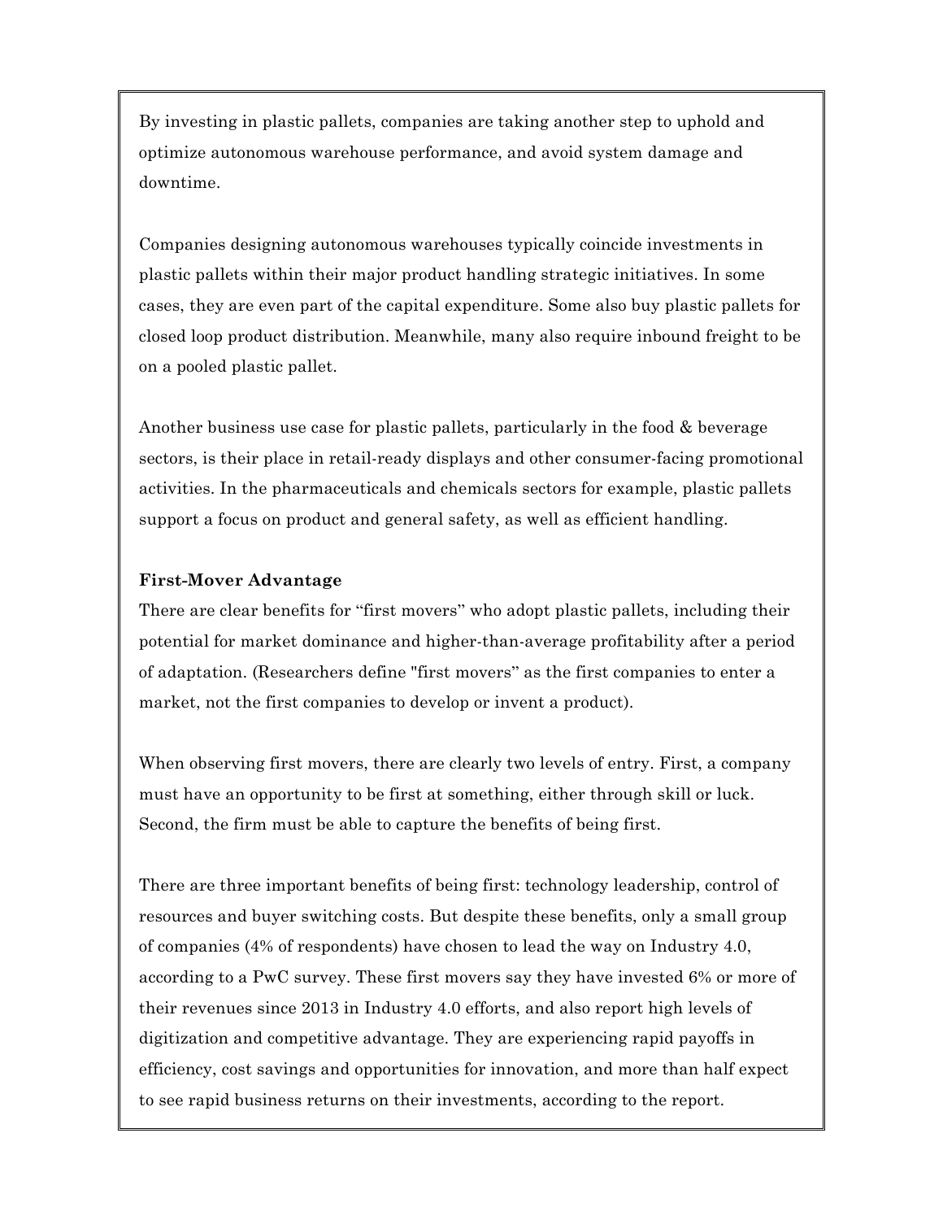By investing in plastic pallets, companies are taking another step to uphold and optimize autonomous warehouse performance, and avoid system damage and downtime.

Companies designing autonomous warehouses typically coincide investments in plastic pallets within their major product handling strategic initiatives. In some cases, they are even part of the capital expenditure. Some also buy plastic pallets for closed loop product distribution. Meanwhile, many also require inbound freight to be on a pooled plastic pallet.

Another business use case for plastic pallets, particularly in the food & beverage sectors, is their place in retail-ready displays and other consumer-facing promotional activities. In the pharmaceuticals and chemicals sectors for example, plastic pallets support a focus on product and general safety, as well as efficient handling.

**First-Mover Advantage**

There are clear benefits for "first movers" who adopt plastic pallets, including their potential for market dominance and higher-than-average profitability after a period of adaptation. (Researchers define "first movers" as the first companies to enter a market, not the first companies to develop or invent a product).

When observing first movers, there are clearly two levels of entry. First, a company must have an opportunity to be first at something, either through skill or luck. Second, the firm must be able to capture the benefits of being first.

There are three important benefits of being first: technology leadership, control of resources and buyer switching costs. But despite these benefits, only a small group of companies (4% of respondents) have chosen to lead the way on Industry 4.0, according to a PwC survey. These first movers say they have invested 6% or more of their revenues since 2013 in Industry 4.0 efforts, and also report high levels of digitization and competitive advantage. They are experiencing rapid payoffs in efficiency, cost savings and opportunities for innovation, and more than half expect to see rapid business returns on their investments, according to the report.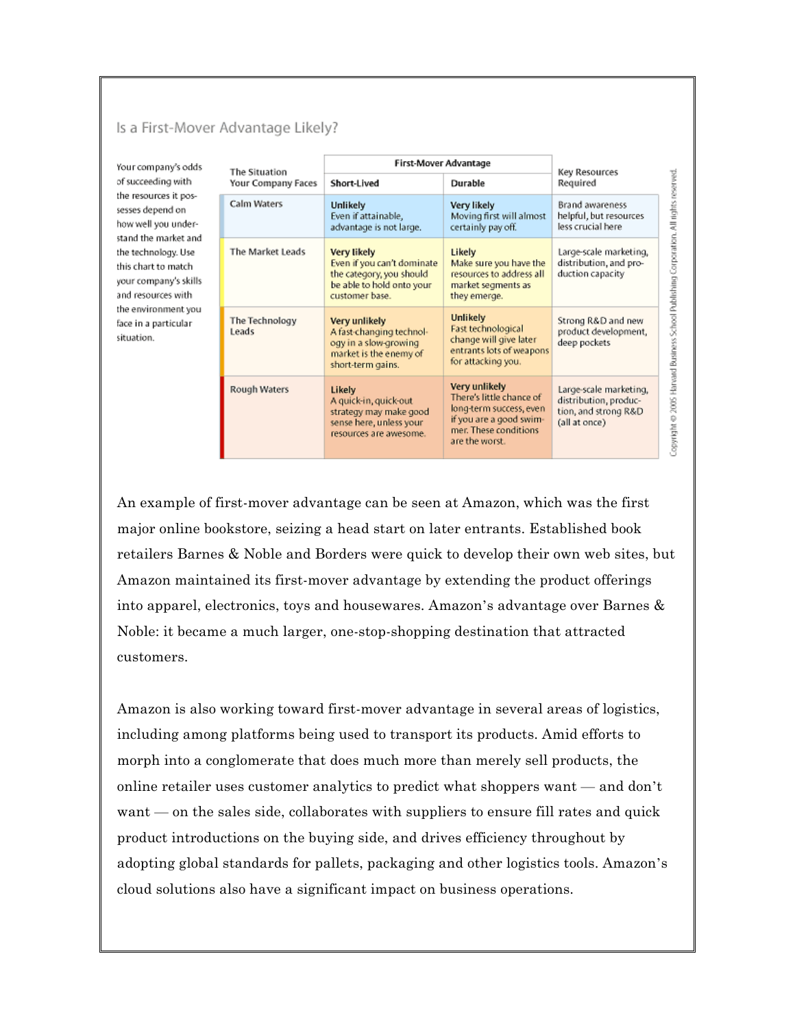### Is a First-Mover Advantage Likely?

Your company's odds of succeeding with the resources it possesses depend on how well you understand the market and the technology. Use this chart to match your company's skills and resources with the environment you face in a particular situation.

| The Situation Your Company Faces | First-Mover Advantage: Short-Lived | First-Mover Advantage: Durable | Key Resources Required |
|---|---|---|---|
| Calm Waters | **Unlikely** Even if attainable, advantage is not large. | **Very likely** Moving first will almost certainly pay off. | Brand awareness helpful, but resources less crucial here |
| The Market Leads | **Very likely** Even if you can't dominate the category, you should be able to hold onto your customer base. | **Likely** Make sure you have the resources to address all market segments as they emerge. | Large-scale marketing, distribution, and production capacity |
| The Technology Leads | **Very unlikely** A fast-changing technology in a slow-growing market is the enemy of short-term gains. | **Unlikely** Fast technological change will give later entrants lots of weapons for attacking you. | Strong R&D and new product development, deep pockets |
| Rough Waters | **Likely** A quick-in, quick-out strategy may make good sense here, unless your resources are awesome. | **Very unlikely** There's little chance of long-term success, even if you are a good swimmer. These conditions are the worst. | Large-scale marketing, distribution, production, and strong R&D (all at once) |

Copyright © 2005 Harvard Business School Publishing Corporation. All rights reserved.

An example of first-mover advantage can be seen at Amazon, which was the first major online bookstore, seizing a head start on later entrants. Established book retailers Barnes & Noble and Borders were quick to develop their own web sites, but Amazon maintained its first-mover advantage by extending the product offerings into apparel, electronics, toys and housewares. Amazon's advantage over Barnes & Noble: it became a much larger, one-stop-shopping destination that attracted customers.

Amazon is also working toward first-mover advantage in several areas of logistics, including among platforms being used to transport its products. Amid efforts to morph into a conglomerate that does much more than merely sell products, the online retailer uses customer analytics to predict what shoppers want — and don't want — on the sales side, collaborates with suppliers to ensure fill rates and quick product introductions on the buying side, and drives efficiency throughout by adopting global standards for pallets, packaging and other logistics tools. Amazon's cloud solutions also have a significant impact on business operations.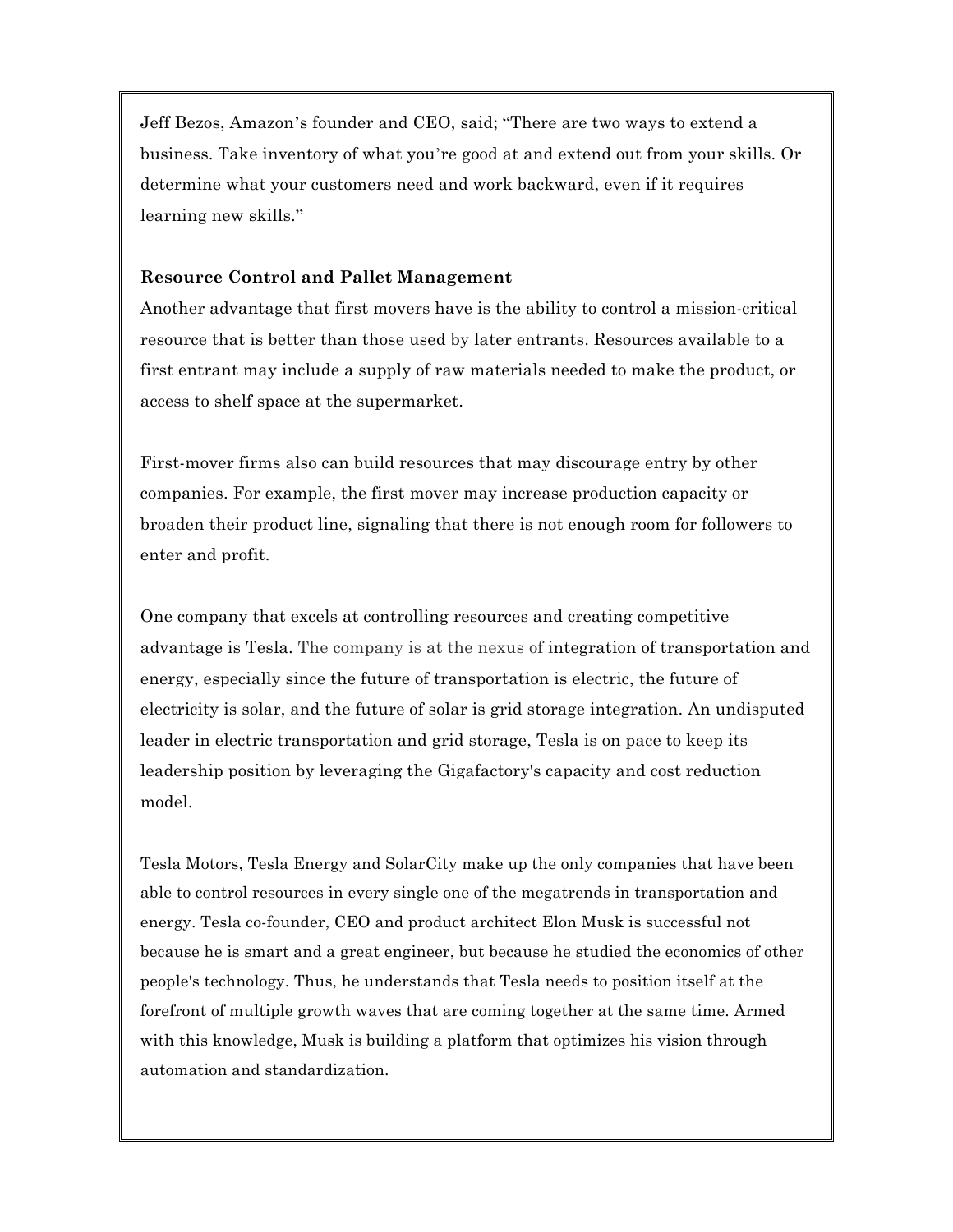Jeff Bezos, Amazon's founder and CEO, said; "There are two ways to extend a business. Take inventory of what you're good at and extend out from your skills. Or determine what your customers need and work backward, even if it requires learning new skills."

**Resource Control and Pallet Management**

Another advantage that first movers have is the ability to control a mission-critical resource that is better than those used by later entrants. Resources available to a first entrant may include a supply of raw materials needed to make the product, or access to shelf space at the supermarket.

First-mover firms also can build resources that may discourage entry by other companies. For example, the first mover may increase production capacity or broaden their product line, signaling that there is not enough room for followers to enter and profit.

One company that excels at controlling resources and creating competitive advantage is Tesla. The company is at the nexus of integration of transportation and energy, especially since the future of transportation is electric, the future of electricity is solar, and the future of solar is grid storage integration. An undisputed leader in electric transportation and grid storage, Tesla is on pace to keep its leadership position by leveraging the Gigafactory's capacity and cost reduction model.

Tesla Motors, Tesla Energy and SolarCity make up the only companies that have been able to control resources in every single one of the megatrends in transportation and energy. Tesla co-founder, CEO and product architect Elon Musk is successful not because he is smart and a great engineer, but because he studied the economics of other people's technology. Thus, he understands that Tesla needs to position itself at the forefront of multiple growth waves that are coming together at the same time. Armed with this knowledge, Musk is building a platform that optimizes his vision through automation and standardization.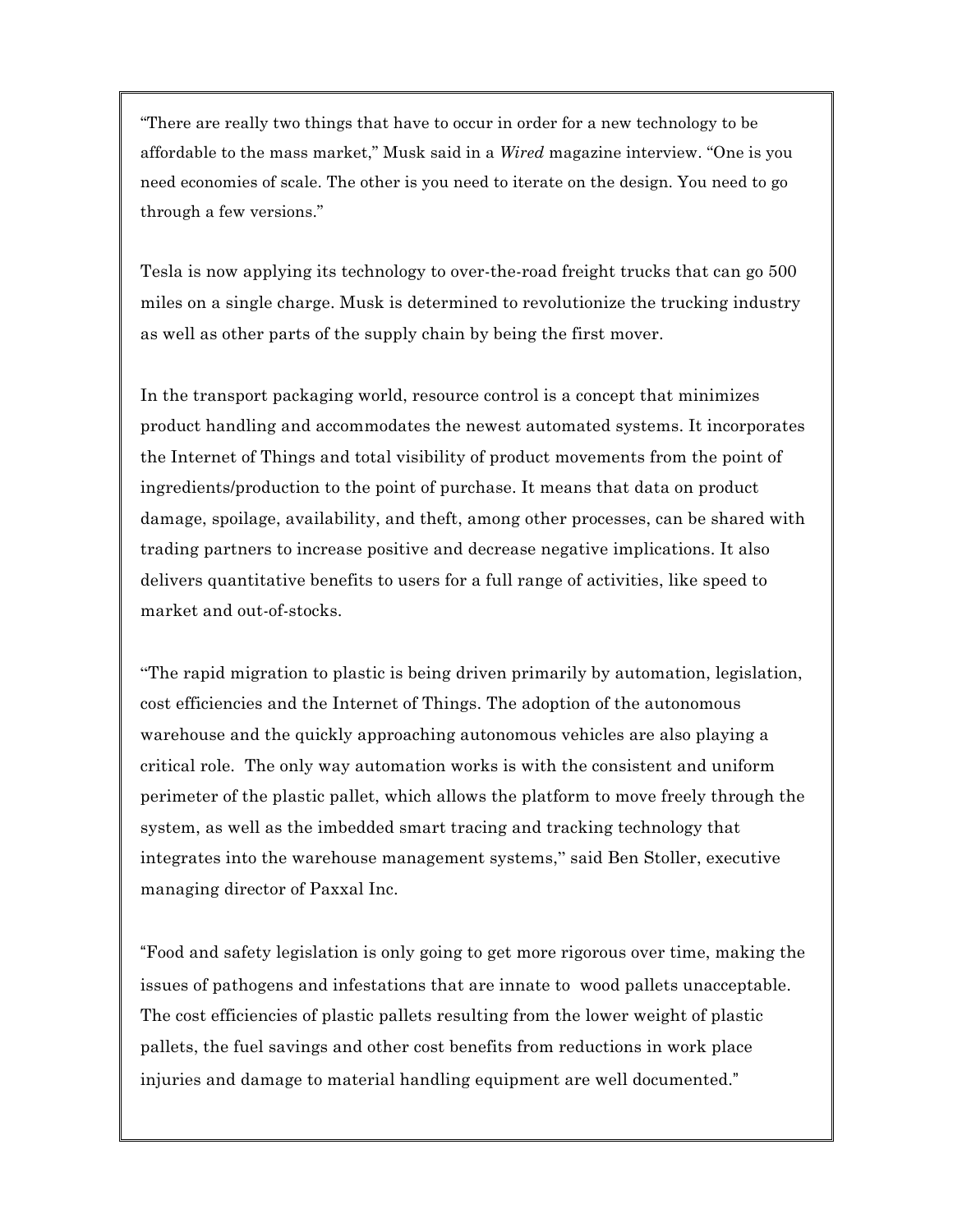"There are really two things that have to occur in order for a new technology to be affordable to the mass market," Musk said in a *Wired* magazine interview. "One is you need economies of scale. The other is you need to iterate on the design. You need to go through a few versions."

Tesla is now applying its technology to over-the-road freight trucks that can go 500 miles on a single charge. Musk is determined to revolutionize the trucking industry as well as other parts of the supply chain by being the first mover.

In the transport packaging world, resource control is a concept that minimizes product handling and accommodates the newest automated systems. It incorporates the Internet of Things and total visibility of product movements from the point of ingredients/production to the point of purchase. It means that data on product damage, spoilage, availability, and theft, among other processes, can be shared with trading partners to increase positive and decrease negative implications. It also delivers quantitative benefits to users for a full range of activities, like speed to market and out-of-stocks.

"The rapid migration to plastic is being driven primarily by automation, legislation, cost efficiencies and the Internet of Things. The adoption of the autonomous warehouse and the quickly approaching autonomous vehicles are also playing a critical role. The only way automation works is with the consistent and uniform perimeter of the plastic pallet, which allows the platform to move freely through the system, as well as the imbedded smart tracing and tracking technology that integrates into the warehouse management systems," said Ben Stoller, executive managing director of Paxxal Inc.

"Food and safety legislation is only going to get more rigorous over time, making the issues of pathogens and infestations that are innate to wood pallets unacceptable. The cost efficiencies of plastic pallets resulting from the lower weight of plastic pallets, the fuel savings and other cost benefits from reductions in work place injuries and damage to material handling equipment are well documented."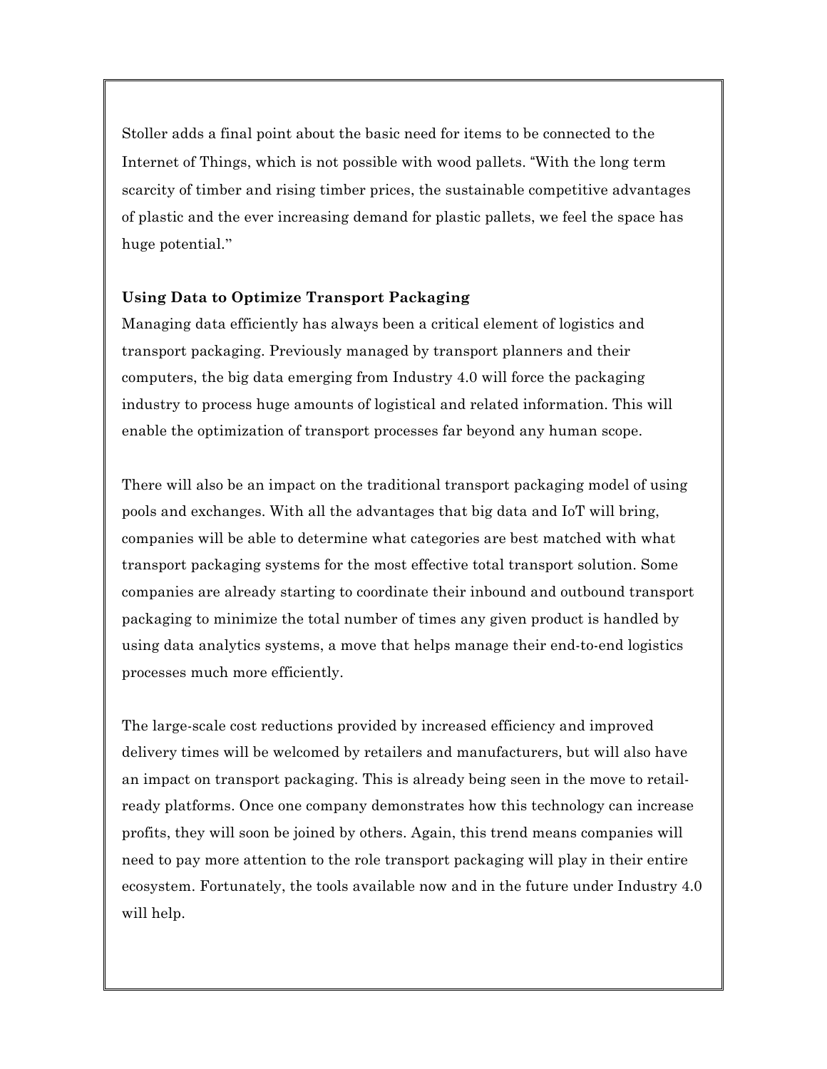Stoller adds a final point about the basic need for items to be connected to the Internet of Things, which is not possible with wood pallets. "With the long term scarcity of timber and rising timber prices, the sustainable competitive advantages of plastic and the ever increasing demand for plastic pallets, we feel the space has huge potential."

**Using Data to Optimize Transport Packaging**

Managing data efficiently has always been a critical element of logistics and transport packaging. Previously managed by transport planners and their computers, the big data emerging from Industry 4.0 will force the packaging industry to process huge amounts of logistical and related information. This will enable the optimization of transport processes far beyond any human scope.

There will also be an impact on the traditional transport packaging model of using pools and exchanges. With all the advantages that big data and IoT will bring, companies will be able to determine what categories are best matched with what transport packaging systems for the most effective total transport solution. Some companies are already starting to coordinate their inbound and outbound transport packaging to minimize the total number of times any given product is handled by using data analytics systems, a move that helps manage their end-to-end logistics processes much more efficiently.

The large-scale cost reductions provided by increased efficiency and improved delivery times will be welcomed by retailers and manufacturers, but will also have an impact on transport packaging. This is already being seen in the move to retail-ready platforms. Once one company demonstrates how this technology can increase profits, they will soon be joined by others. Again, this trend means companies will need to pay more attention to the role transport packaging will play in their entire ecosystem. Fortunately, the tools available now and in the future under Industry 4.0 will help.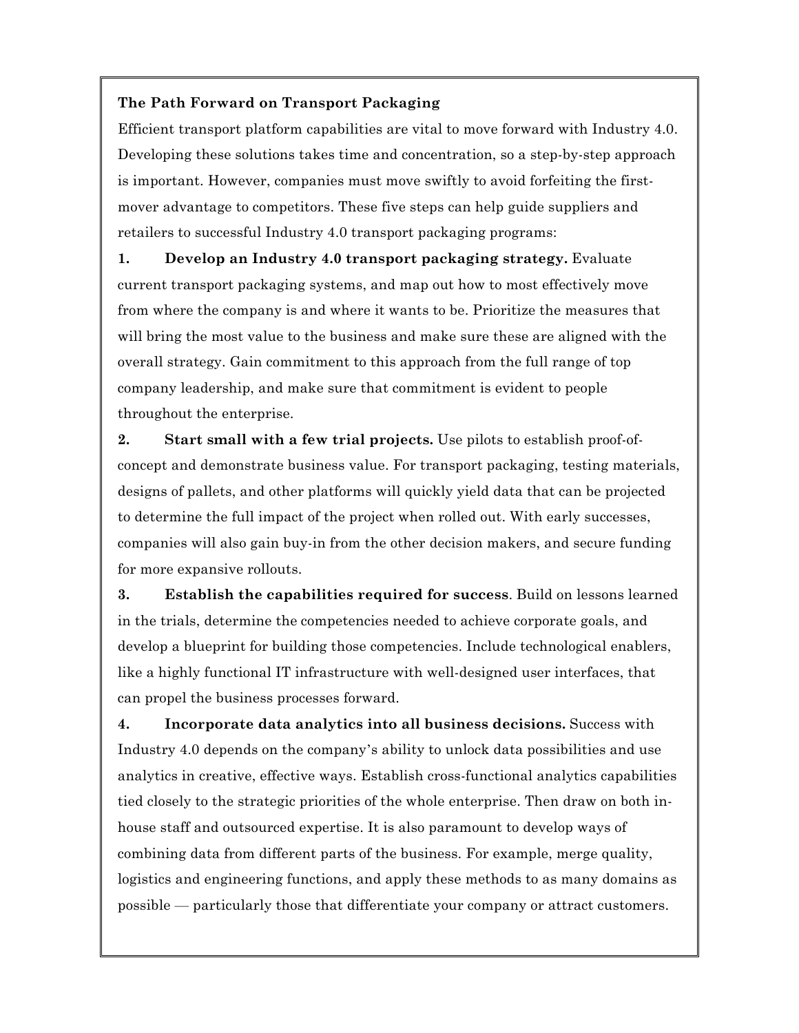**The Path Forward on Transport Packaging**

Efficient transport platform capabilities are vital to move forward with Industry 4.0. Developing these solutions takes time and concentration, so a step-by-step approach is important. However, companies must move swiftly to avoid forfeiting the first-mover advantage to competitors. These five steps can help guide suppliers and retailers to successful Industry 4.0 transport packaging programs:

1. **Develop an Industry 4.0 transport packaging strategy.** Evaluate current transport packaging systems, and map out how to most effectively move from where the company is and where it wants to be. Prioritize the measures that will bring the most value to the business and make sure these are aligned with the overall strategy. Gain commitment to this approach from the full range of top company leadership, and make sure that commitment is evident to people throughout the enterprise.

2. **Start small with a few trial projects.** Use pilots to establish proof-of-concept and demonstrate business value. For transport packaging, testing materials, designs of pallets, and other platforms will quickly yield data that can be projected to determine the full impact of the project when rolled out. With early successes, companies will also gain buy-in from the other decision makers, and secure funding for more expansive rollouts.

3. **Establish the capabilities required for success**. Build on lessons learned in the trials, determine the competencies needed to achieve corporate goals, and develop a blueprint for building those competencies. Include technological enablers, like a highly functional IT infrastructure with well-designed user interfaces, that can propel the business processes forward.

4. **Incorporate data analytics into all business decisions.** Success with Industry 4.0 depends on the company's ability to unlock data possibilities and use analytics in creative, effective ways. Establish cross-functional analytics capabilities tied closely to the strategic priorities of the whole enterprise. Then draw on both in-house staff and outsourced expertise. It is also paramount to develop ways of combining data from different parts of the business. For example, merge quality, logistics and engineering functions, and apply these methods to as many domains as possible — particularly those that differentiate your company or attract customers.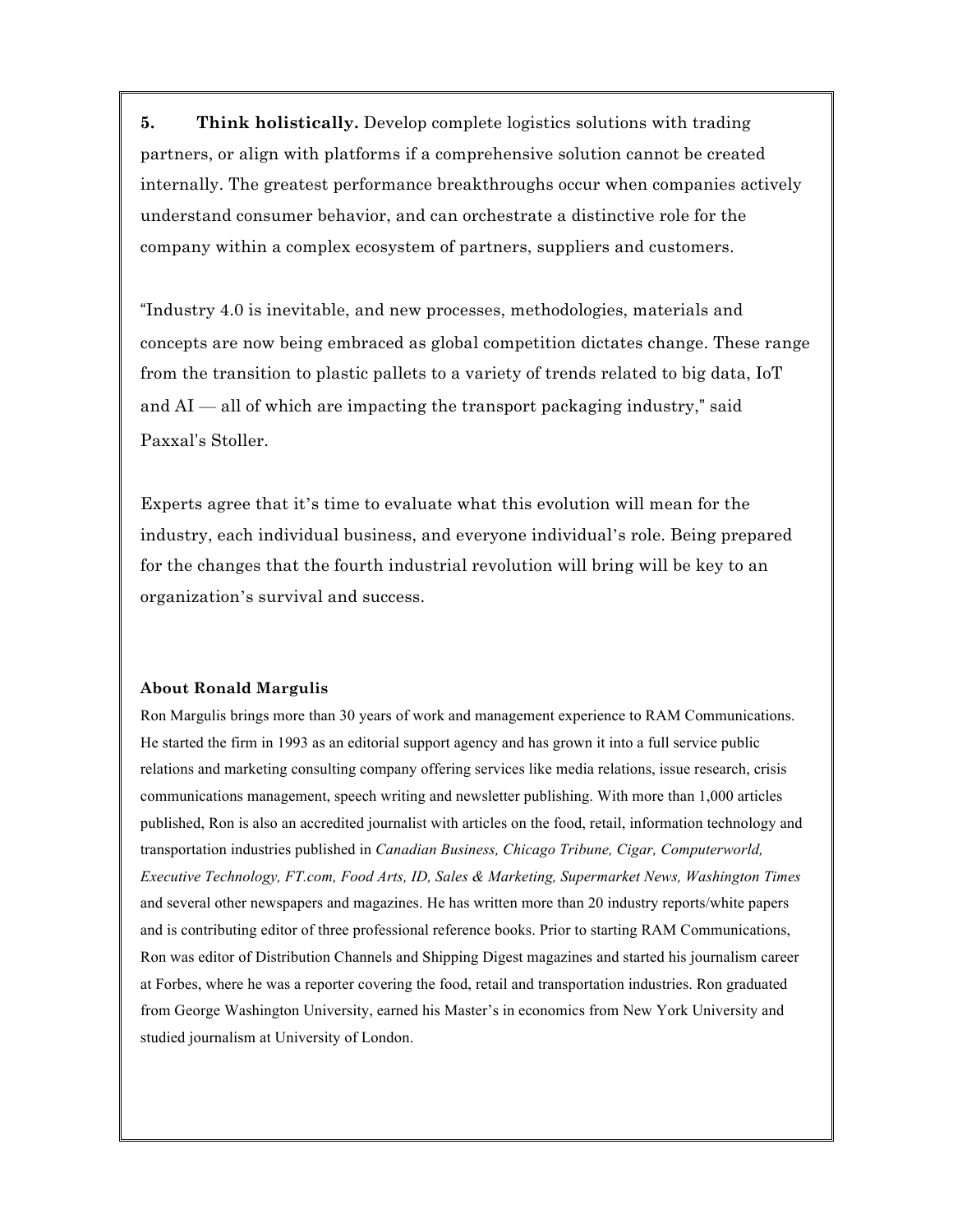**5. Think holistically.** Develop complete logistics solutions with trading partners, or align with platforms if a comprehensive solution cannot be created internally. The greatest performance breakthroughs occur when companies actively understand consumer behavior, and can orchestrate a distinctive role for the company within a complex ecosystem of partners, suppliers and customers.

"Industry 4.0 is inevitable, and new processes, methodologies, materials and concepts are now being embraced as global competition dictates change. These range from the transition to plastic pallets to a variety of trends related to big data, IoT and AI — all of which are impacting the transport packaging industry," said Paxxal's Stoller.

Experts agree that it's time to evaluate what this evolution will mean for the industry, each individual business, and everyone individual's role. Being prepared for the changes that the fourth industrial revolution will bring will be key to an organization's survival and success.

**About Ronald Margulis**

Ron Margulis brings more than 30 years of work and management experience to RAM Communications. He started the firm in 1993 as an editorial support agency and has grown it into a full service public relations and marketing consulting company offering services like media relations, issue research, crisis communications management, speech writing and newsletter publishing. With more than 1,000 articles published, Ron is also an accredited journalist with articles on the food, retail, information technology and transportation industries published in *Canadian Business, Chicago Tribune, Cigar, Computerworld, Executive Technology, FT.com, Food Arts, ID, Sales & Marketing, Supermarket News, Washington Times* and several other newspapers and magazines. He has written more than 20 industry reports/white papers and is contributing editor of three professional reference books. Prior to starting RAM Communications, Ron was editor of Distribution Channels and Shipping Digest magazines and started his journalism career at Forbes, where he was a reporter covering the food, retail and transportation industries. Ron graduated from George Washington University, earned his Master's in economics from New York University and studied journalism at University of London.